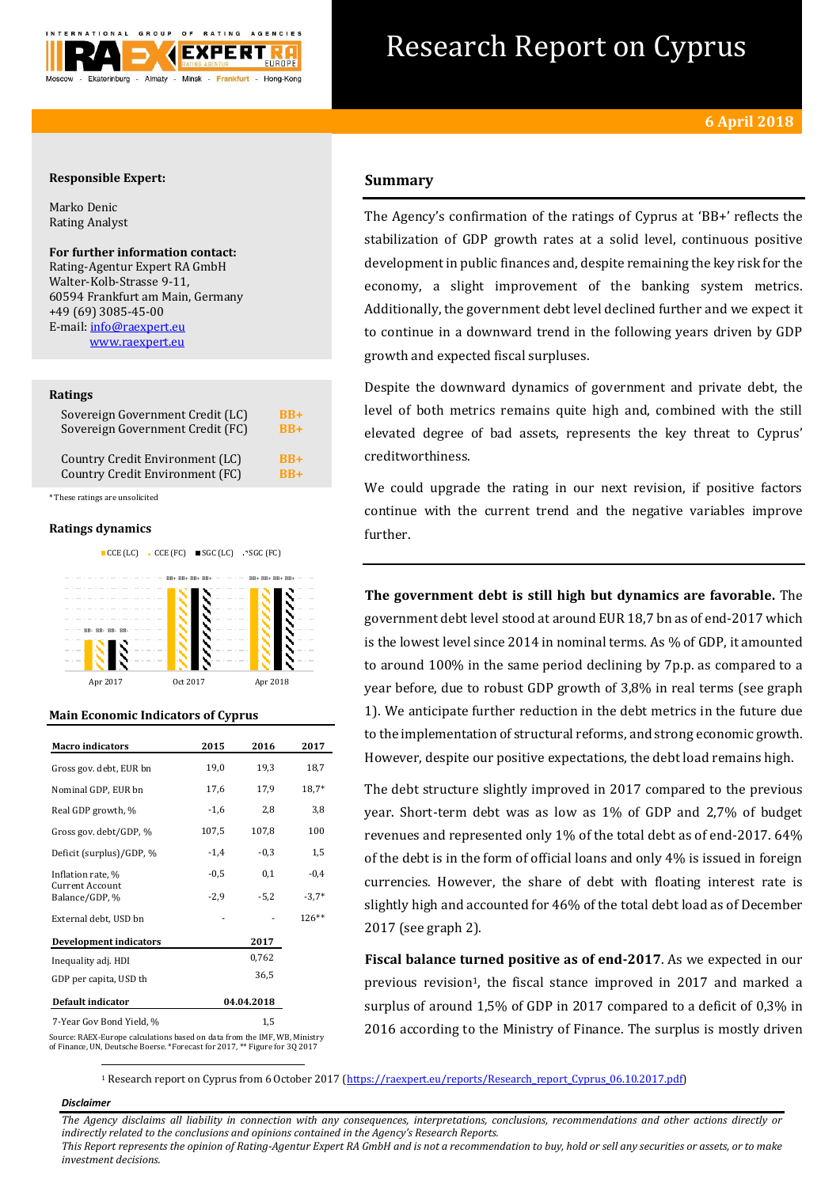# Research Report on Cyprus

**6 April 2018**

**Responsible Expert:**

Marko Denic
Rating Analyst

**For further information contact:**
Rating-Agentur Expert RA GmbH
Walter-Kolb-Strasse 9-11,
60594 Frankfurt am Main, Germany
+49 (69) 3085-45-00
E-mail: info@raexpert.eu
www.raexpert.eu

### Ratings

| | |
|---|---|
| Sovereign Government Credit (LC) | BB+ |
| Sovereign Government Credit (FC) | BB+ |
| Country Credit Environment (LC) | BB+ |
| Country Credit Environment (FC) | BB+ |

*These ratings are unsolicited

### Ratings dynamics

CCE (LC) CCE (FC) SGC (LC) SGC (FC)

Apr 2017: BB- BB- BB- BB-; Oct 2017: BB+ BB+ BB+ BB+; Apr 2018: BB+ BB+ BB+ BB+

### Main Economic Indicators of Cyprus

| Macro indicators | 2015 | 2016 | 2017 |
|---|---|---|---|
| Gross gov. debt, EUR bn | 19,0 | 19,3 | 18,7 |
| Nominal GDP, EUR bn | 17,6 | 17,9 | 18,7* |
| Real GDP growth, % | -1,6 | 2,8 | 3,8 |
| Gross gov. debt/GDP, % | 107,5 | 107,8 | 100 |
| Deficit (surplus)/GDP, % | -1,4 | -0,3 | 1,5 |
| Inflation rate, % | -0,5 | 0,1 | -0,4 |
| Current Account Balance/GDP, % | -2,9 | -5,2 | -3,7* |
| External debt, USD bn | - | - | 126** |
| **Development indicators** | | | **2017** |
| Inequality adj. HDI | | | 0,762 |
| GDP per capita, USD th | | | 36,5 |
| **Default indicator** | | | **04.04.2018** |
| 7-Year Gov Bond Yield, % | | | 1,5 |

Source: RAEX-Europe calculations based on data from the IMF, WB, Ministry of Finance, UN, Deutsche Boerse. *Forecast for 2017, ** Figure for 3Q 2017

## Summary

The Agency's confirmation of the ratings of Cyprus at 'BB+' reflects the stabilization of GDP growth rates at a solid level, continuous positive development in public finances and, despite remaining the key risk for the economy, a slight improvement of the banking system metrics. Additionally, the government debt level declined further and we expect it to continue in a downward trend in the following years driven by GDP growth and expected fiscal surpluses.

Despite the downward dynamics of government and private debt, the level of both metrics remains quite high and, combined with the still elevated degree of bad assets, represents the key threat to Cyprus' creditworthiness.

We could upgrade the rating in our next revision, if positive factors continue with the current trend and the negative variables improve further.

**The government debt is still high but dynamics are favorable.** The government debt level stood at around EUR 18,7 bn as of end-2017 which is the lowest level since 2014 in nominal terms. As % of GDP, it amounted to around 100% in the same period declining by 7p.p. as compared to a year before, due to robust GDP growth of 3,8% in real terms (see graph 1). We anticipate further reduction in the debt metrics in the future due to the implementation of structural reforms, and strong economic growth. However, despite our positive expectations, the debt load remains high.

The debt structure slightly improved in 2017 compared to the previous year. Short-term debt was as low as 1% of GDP and 2,7% of budget revenues and represented only 1% of the total debt as of end-2017. 64% of the debt is in the form of official loans and only 4% is issued in foreign currencies. However, the share of debt with floating interest rate is slightly high and accounted for 46% of the total debt load as of December 2017 (see graph 2).

**Fiscal balance turned positive as of end-2017**. As we expected in our previous revision[1], the fiscal stance improved in 2017 and marked a surplus of around 1,5% of GDP in 2017 compared to a deficit of 0,3% in 2016 according to the Ministry of Finance. The surplus is mostly driven

[1] Research report on Cyprus from 6 October 2017 (https://raexpert.eu/reports/Research_report_Cyprus_06.10.2017.pdf)

***Disclaimer***

*The Agency disclaims all liability in connection with any consequences, interpretations, conclusions, recommendations and other actions directly or indirectly related to the conclusions and opinions contained in the Agency's Research Reports.*
*This Report represents the opinion of Rating-Agentur Expert RA GmbH and is not a recommendation to buy, hold or sell any securities or assets, or to make investment decisions.*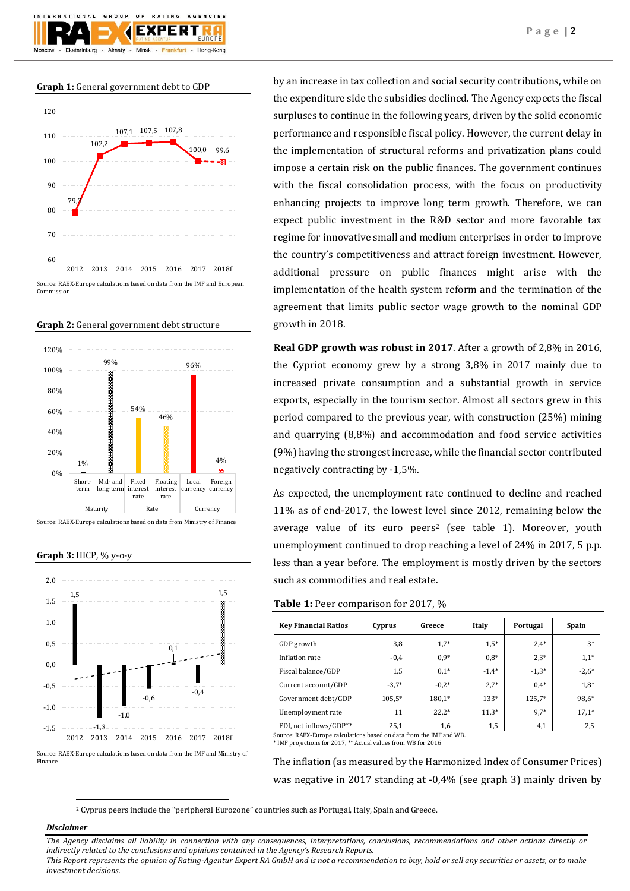**Graph 1:** General government debt to GDP

Source: RAEX-Europe calculations based on data from the IMF and European Commission

**Graph 2:** General government debt structure

Source: RAEX-Europe calculations based on data from Ministry of Finance

**Graph 3:** HICP, % y-o-y

Source: RAEX-Europe calculations based on data from the IMF and Ministry of Finance

by an increase in tax collection and social security contributions, while on the expenditure side the subsidies declined. The Agency expects the fiscal surpluses to continue in the following years, driven by the solid economic performance and responsible fiscal policy. However, the current delay in the implementation of structural reforms and privatization plans could impose a certain risk on the public finances. The government continues with the fiscal consolidation process, with the focus on productivity enhancing projects to improve long term growth. Therefore, we can expect public investment in the R&D sector and more favorable tax regime for innovative small and medium enterprises in order to improve the country's competitiveness and attract foreign investment. However, additional pressure on public finances might arise with the implementation of the health system reform and the termination of the agreement that limits public sector wage growth to the nominal GDP growth in 2018.

**Real GDP growth was robust in 2017**. After a growth of 2,8% in 2016, the Cypriot economy grew by a strong 3,8% in 2017 mainly due to increased private consumption and a substantial growth in service exports, especially in the tourism sector. Almost all sectors grew in this period compared to the previous year, with construction (25%) mining and quarrying (8,8%) and accommodation and food service activities (9%) having the strongest increase, while the financial sector contributed negatively contracting by -1,5%.

As expected, the unemployment rate continued to decline and reached 11% as of end-2017, the lowest level since 2012, remaining below the average value of its euro peers[2] (see table 1). Moreover, youth unemployment continued to drop reaching a level of 24% in 2017, 5 p.p. less than a year before. The employment is mostly driven by the sectors such as commodities and real estate.

**Table 1:** Peer comparison for 2017, %

| Key Financial Ratios | Cyprus | Greece | Italy | Portugal | Spain |
|---|---|---|---|---|---|
| GDP growth | 3,8 | 1,7* | 1,5* | 2,4* | 3* |
| Inflation rate | -0,4 | 0,9* | 0,8* | 2,3* | 1,1* |
| Fiscal balance/GDP | 1,5 | 0,1* | -1,4* | -1,3* | -2,6* |
| Current account/GDP | -3,7* | -0,2* | 2,7* | 0,4* | 1,8* |
| Government debt/GDP | 105,5* | 180,1* | 133* | 125,7* | 98,6* |
| Unemployment rate | 11 | 22,2* | 11,3* | 9,7* | 17,1* |
| FDI, net inflows/GDP** | 25,1 | 1,6 | 1,5 | 4,1 | 2,5 |

Source: RAEX-Europe calculations based on data from the IMF and WB.
* IMF projections for 2017, ** Actual values from WB for 2016

The inflation (as measured by the Harmonized Index of Consumer Prices) was negative in 2017 standing at -0,4% (see graph 3) mainly driven by

[2] Cyprus peers include the "peripheral Eurozone" countries such as Portugal, Italy, Spain and Greece.

***Disclaimer***

*The Agency disclaims all liability in connection with any consequences, interpretations, conclusions, recommendations and other actions directly or indirectly related to the conclusions and opinions contained in the Agency's Research Reports.*
*This Report represents the opinion of Rating-Agentur Expert RA GmbH and is not a recommendation to buy, hold or sell any securities or assets, or to make investment decisions.*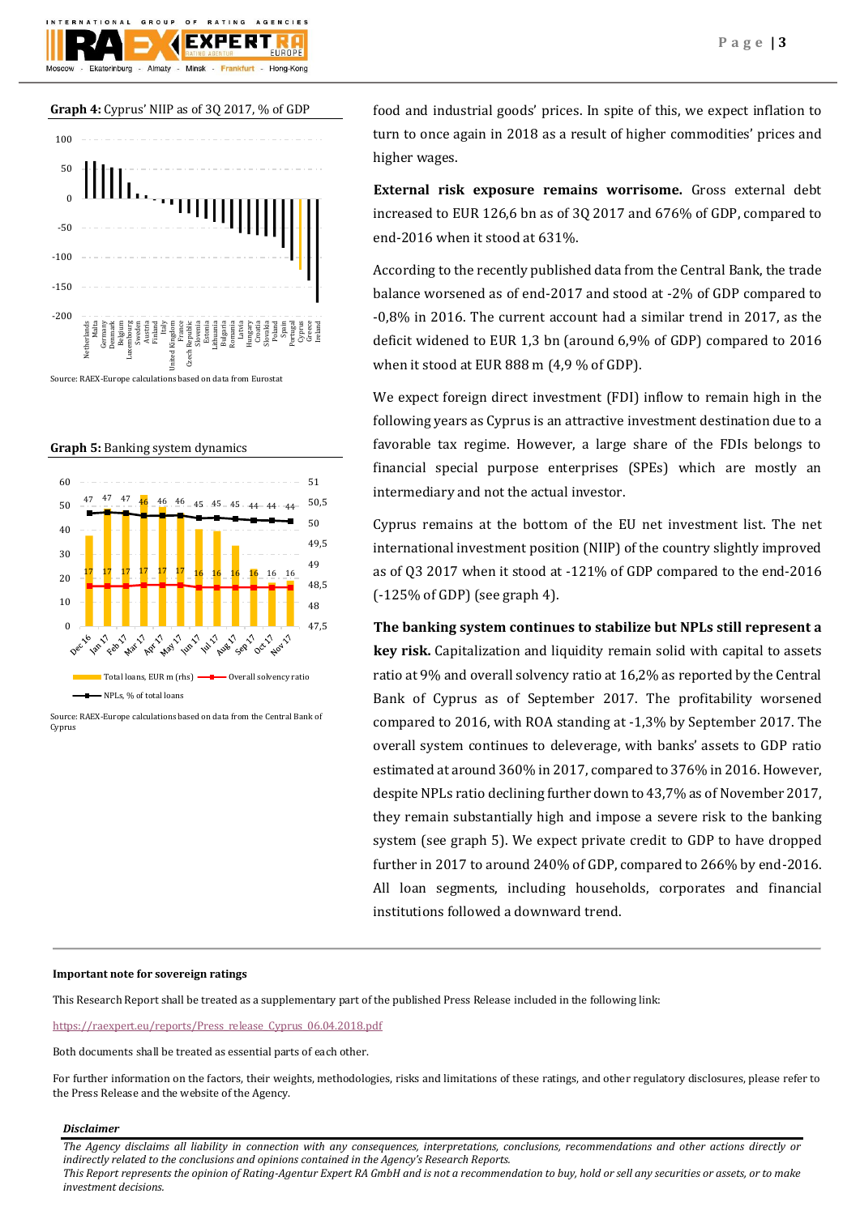**Graph 4:** Cyprus' NIIP as of 3Q 2017, % of GDP

100
50
0
-50
-100
-150
-200

Netherlands
Malta
Germany
Denmark
Belgium
Luxembourg
Sweden
Austria
Finland
Italy
United Kingdom
France
Czech Republic
Slovenia
Estonia
Lithuania
Bulgaria
Romania
Latvia
Hungary
Croatia
Slovakia
Poland
Spain
Portugal
Cyprus
Greece
Ireland

Source: RAEX-Europe calculations based on data from Eurostat

**Graph 5:** Banking system dynamics

60
50
40
30
20
10
0

51
50,5
50
49,5
49
48,5
48
47,5

47 47 47 46 46 46 45 45 45 44 44 44

17 17 17 17 17 17 16 16 16 16 16 16

Dec 16
Jan 17
Feb 17
Mar 17
Apr 17
May 17
Jun 17
Jul 17
Aug 17
Sep 17
Oct 17
Nov 17

Total loans, EUR m (rhs)
Overall solvency ratio
NPLs, % of total loans

Source: RAEX-Europe calculations based on data from the Central Bank of Cyprus

food and industrial goods' prices. In spite of this, we expect inflation to turn to once again in 2018 as a result of higher commodities' prices and higher wages.

**External risk exposure remains worrisome.** Gross external debt increased to EUR 126,6 bn as of 3Q 2017 and 676% of GDP, compared to end-2016 when it stood at 631%.

According to the recently published data from the Central Bank, the trade balance worsened as of end-2017 and stood at -2% of GDP compared to -0,8% in 2016. The current account had a similar trend in 2017, as the deficit widened to EUR 1,3 bn (around 6,9% of GDP) compared to 2016 when it stood at EUR 888 m (4,9 % of GDP).

We expect foreign direct investment (FDI) inflow to remain high in the following years as Cyprus is an attractive investment destination due to a favorable tax regime. However, a large share of the FDIs belongs to financial special purpose enterprises (SPEs) which are mostly an intermediary and not the actual investor.

Cyprus remains at the bottom of the EU net investment list. The net international investment position (NIIP) of the country slightly improved as of Q3 2017 when it stood at -121% of GDP compared to the end-2016 (-125% of GDP) (see graph 4).

**The banking system continues to stabilize but NPLs still represent a key risk.** Capitalization and liquidity remain solid with capital to assets ratio at 9% and overall solvency ratio at 16,2% as reported by the Central Bank of Cyprus as of September 2017. The profitability worsened compared to 2016, with ROA standing at -1,3% by September 2017. The overall system continues to deleverage, with banks' assets to GDP ratio estimated at around 360% in 2017, compared to 376% in 2016. However, despite NPLs ratio declining further down to 43,7% as of November 2017, they remain substantially high and impose a severe risk to the banking system (see graph 5). We expect private credit to GDP to have dropped further in 2017 to around 240% of GDP, compared to 266% by end-2016. All loan segments, including households, corporates and financial institutions followed a downward trend.

**Important note for sovereign ratings**

This Research Report shall be treated as a supplementary part of the published Press Release included in the following link:

https://raexpert.eu/reports/Press_release_Cyprus_06.04.2018.pdf

Both documents shall be treated as essential parts of each other.

For further information on the factors, their weights, methodologies, risks and limitations of these ratings, and other regulatory disclosures, please refer to the Press Release and the website of the Agency.

***Disclaimer***

*The Agency disclaims all liability in connection with any consequences, interpretations, conclusions, recommendations and other actions directly or indirectly related to the conclusions and opinions contained in the Agency's Research Reports.*
*This Report represents the opinion of Rating-Agentur Expert RA GmbH and is not a recommendation to buy, hold or sell any securities or assets, or to make investment decisions.*